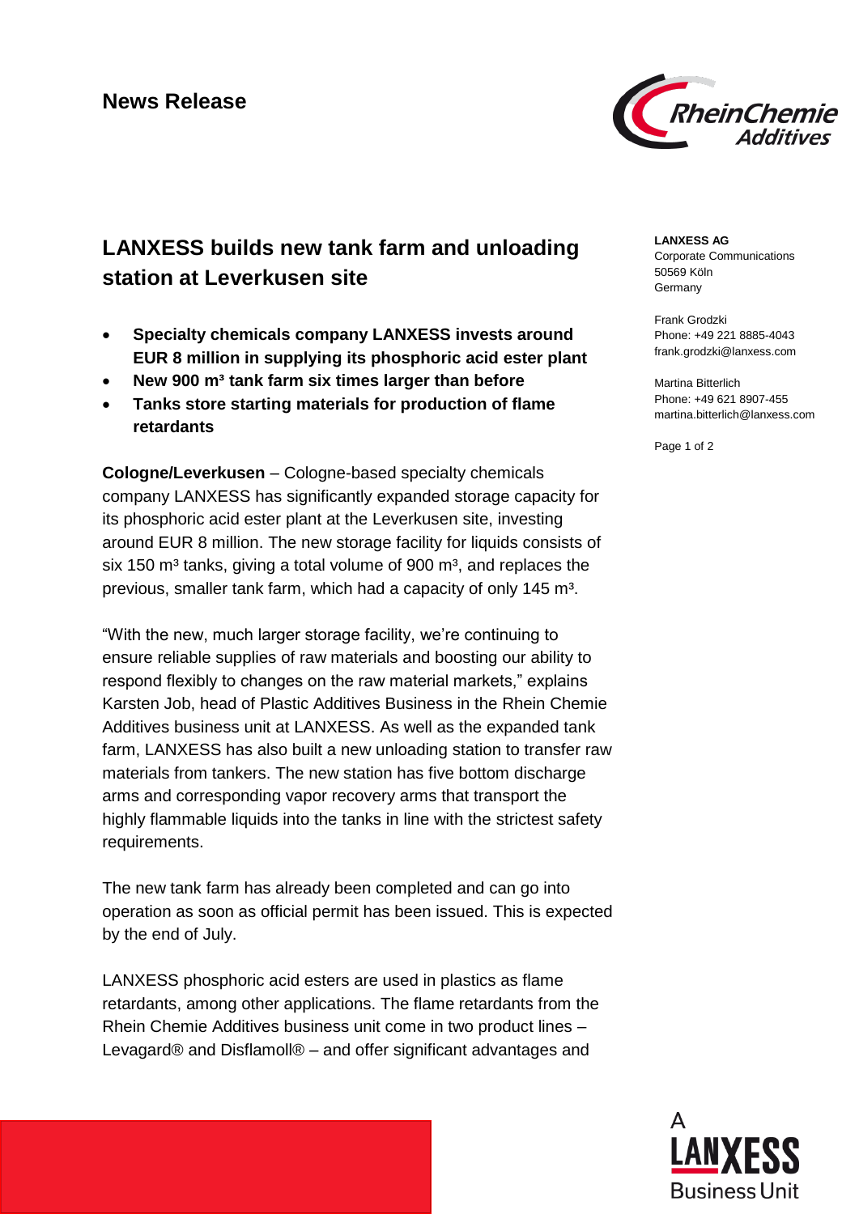**News Release**

# LANXESS builds new tank farm and unloading station at Leverkusen site

- **Specialty chemicals company LANXESS invests around EUR 8 million in supplying its phosphoric acid ester plant**
- **New 900 m³ tank farm six times larger than before**
- **Tanks store starting materials for production of flame retardants**

**LANXESS AG**
Corporate Communications
50569 Köln
Germany

Frank Grodzki
Phone: +49 221 8885-4043
frank.grodzki@lanxess.com

Martina Bitterlich
Phone: +49 621 8907-455
martina.bitterlich@lanxess.com

**Cologne/Leverkusen** – Cologne-based specialty chemicals company LANXESS has significantly expanded storage capacity for its phosphoric acid ester plant at the Leverkusen site, investing around EUR 8 million. The new storage facility for liquids consists of six 150 m³ tanks, giving a total volume of 900 m³, and replaces the previous, smaller tank farm, which had a capacity of only 145 m³.

“With the new, much larger storage facility, we’re continuing to ensure reliable supplies of raw materials and boosting our ability to respond flexibly to changes on the raw material markets,” explains Karsten Job, head of Plastic Additives Business in the Rhein Chemie Additives business unit at LANXESS. As well as the expanded tank farm, LANXESS has also built a new unloading station to transfer raw materials from tankers. The new station has five bottom discharge arms and corresponding vapor recovery arms that transport the highly flammable liquids into the tanks in line with the strictest safety requirements.

The new tank farm has already been completed and can go into operation as soon as official permit has been issued. This is expected by the end of July.

LANXESS phosphoric acid esters are used in plastics as flame retardants, among other applications. The flame retardants from the Rhein Chemie Additives business unit come in two product lines – Levagard® and Disflamoll® – and offer significant advantages and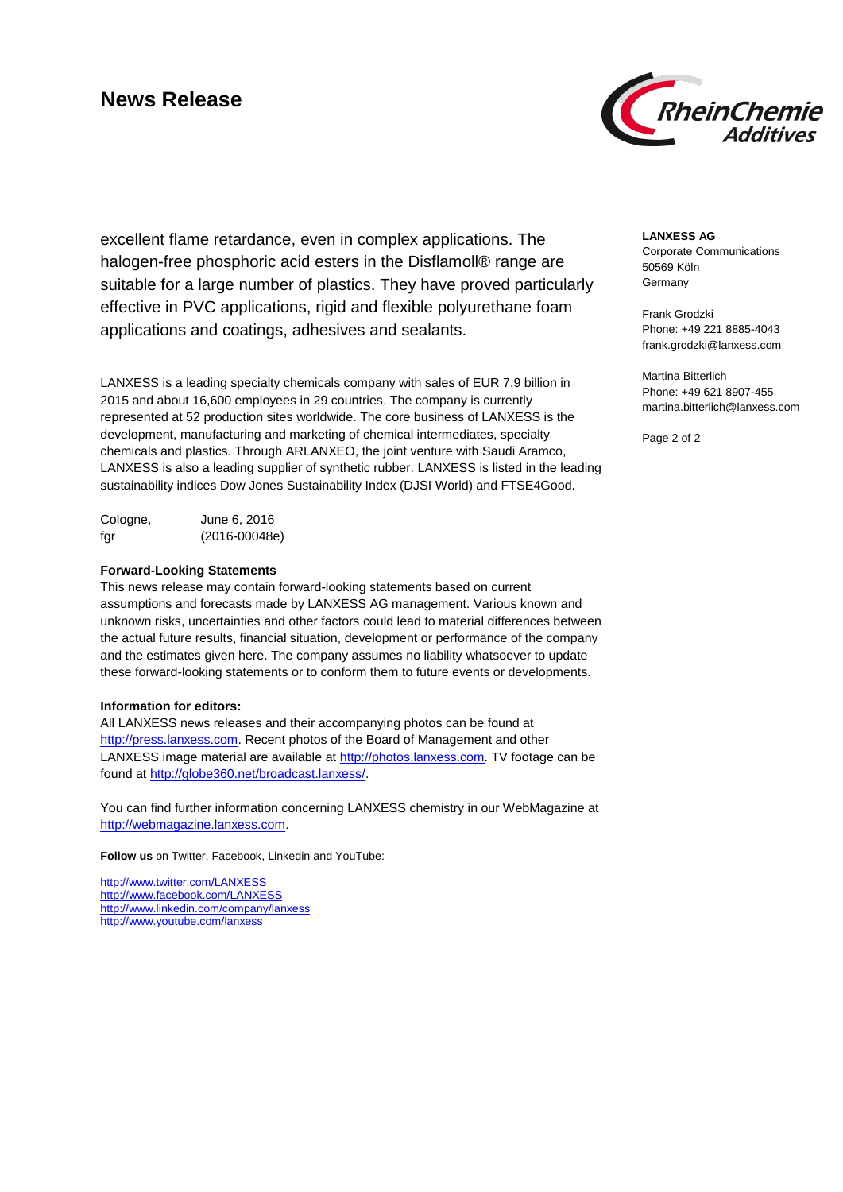# News Release

excellent flame retardance, even in complex applications. The halogen-free phosphoric acid esters in the Disflamoll® range are suitable for a large number of plastics. They have proved particularly effective in PVC applications, rigid and flexible polyurethane foam applications and coatings, adhesives and sealants.

LANXESS is a leading specialty chemicals company with sales of EUR 7.9 billion in 2015 and about 16,600 employees in 29 countries. The company is currently represented at 52 production sites worldwide. The core business of LANXESS is the development, manufacturing and marketing of chemical intermediates, specialty chemicals and plastics. Through ARLANXEO, the joint venture with Saudi Aramco, LANXESS is also a leading supplier of synthetic rubber. LANXESS is listed in the leading sustainability indices Dow Jones Sustainability Index (DJSI World) and FTSE4Good.

Cologne, June 6, 2016
fgr (2016-00048e)

**Forward-Looking Statements**
This news release may contain forward-looking statements based on current assumptions and forecasts made by LANXESS AG management. Various known and unknown risks, uncertainties and other factors could lead to material differences between the actual future results, financial situation, development or performance of the company and the estimates given here. The company assumes no liability whatsoever to update these forward-looking statements or to conform them to future events or developments.

**Information for editors:**
All LANXESS news releases and their accompanying photos can be found at http://press.lanxess.com. Recent photos of the Board of Management and other LANXESS image material are available at http://photos.lanxess.com. TV footage can be found at http://globe360.net/broadcast.lanxess/.

You can find further information concerning LANXESS chemistry in our WebMagazine at http://webmagazine.lanxess.com.

**Follow us** on Twitter, Facebook, Linkedin and YouTube:

http://www.twitter.com/LANXESS
http://www.facebook.com/LANXESS
http://www.linkedin.com/company/lanxess
http://www.youtube.com/lanxess

**LANXESS AG**
Corporate Communications
50569 Köln
Germany

Frank Grodzki
Phone: +49 221 8885-4043
frank.grodzki@lanxess.com

Martina Bitterlich
Phone: +49 621 8907-455
martina.bitterlich@lanxess.com